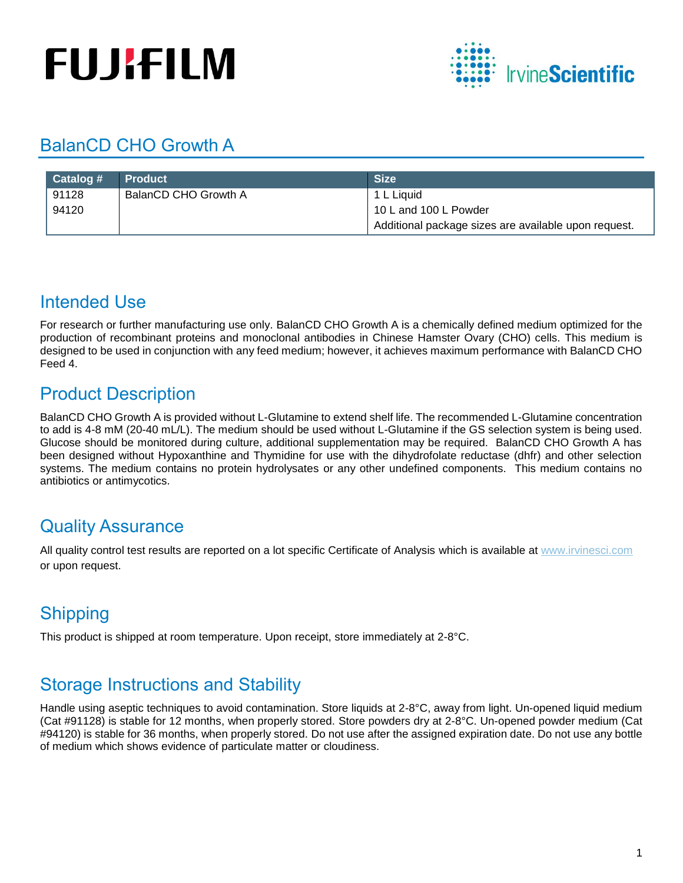FUJIFILM IrvineScientific

# BalanCD CHO Growth A

| Catalog # | Product | Size |
|---|---|---|
| 91128 | BalanCD CHO Growth A | 1 L Liquid |
| 94120 | | 10 L and 100 L Powder |
| | | Additional package sizes are available upon request. |

## Intended Use

For research or further manufacturing use only. BalanCD CHO Growth A is a chemically defined medium optimized for the production of recombinant proteins and monoclonal antibodies in Chinese Hamster Ovary (CHO) cells. This medium is designed to be used in conjunction with any feed medium; however, it achieves maximum performance with BalanCD CHO Feed 4.

## Product Description

BalanCD CHO Growth A is provided without L-Glutamine to extend shelf life. The recommended L-Glutamine concentration to add is 4-8 mM (20-40 mL/L). The medium should be used without L-Glutamine if the GS selection system is being used. Glucose should be monitored during culture, additional supplementation may be required. BalanCD CHO Growth A has been designed without Hypoxanthine and Thymidine for use with the dihydrofolate reductase (dhfr) and other selection systems. The medium contains no protein hydrolysates or any other undefined components. This medium contains no antibiotics or antimycotics.

## Quality Assurance

All quality control test results are reported on a lot specific Certificate of Analysis which is available at www.irvinesci.com or upon request.

## Shipping

This product is shipped at room temperature. Upon receipt, store immediately at 2-8°C.

## Storage Instructions and Stability

Handle using aseptic techniques to avoid contamination. Store liquids at 2-8°C, away from light. Un-opened liquid medium (Cat #91128) is stable for 12 months, when properly stored. Store powders dry at 2-8°C. Un-opened powder medium (Cat #94120) is stable for 36 months, when properly stored. Do not use after the assigned expiration date. Do not use any bottle of medium which shows evidence of particulate matter or cloudiness.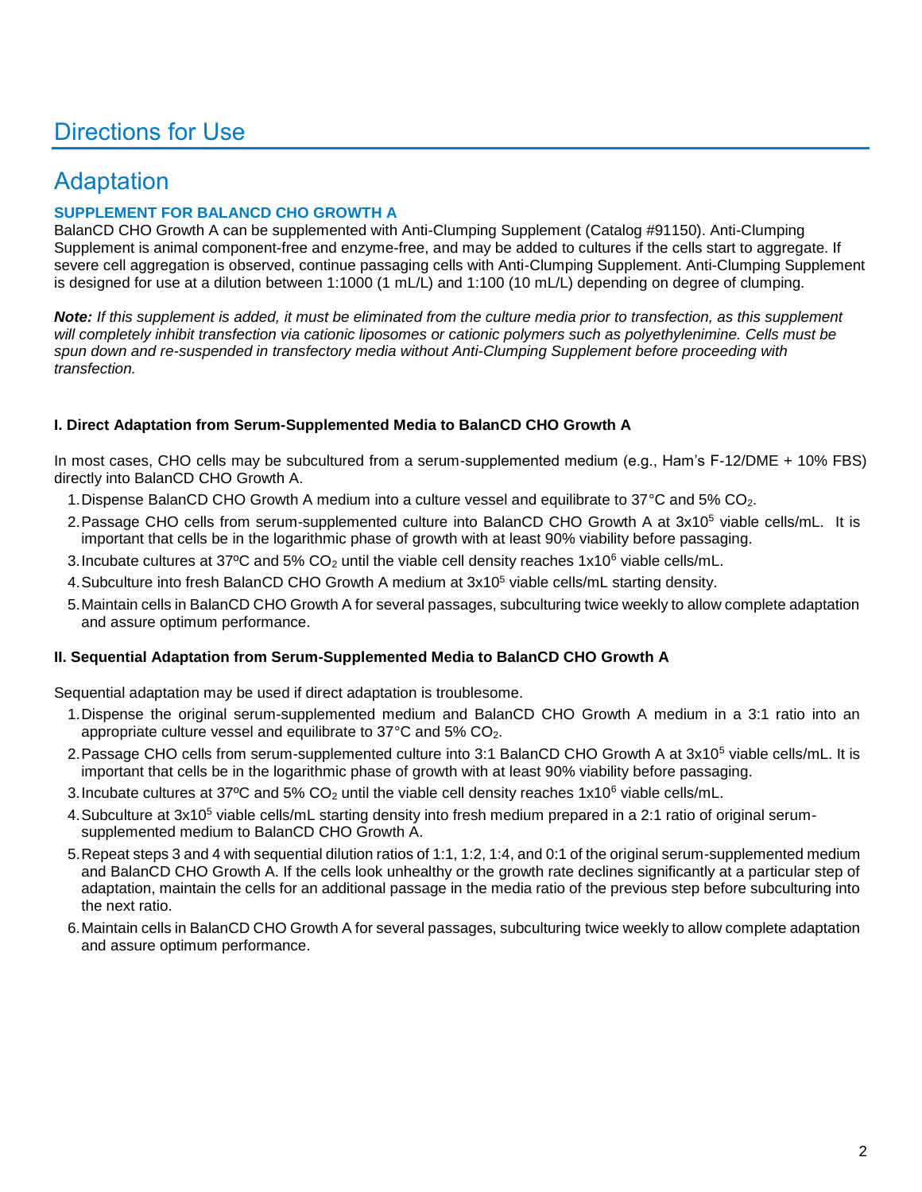# Directions for Use

## Adaptation

### SUPPLEMENT FOR BALANCD CHO GROWTH A

BalanCD CHO Growth A can be supplemented with Anti-Clumping Supplement (Catalog #91150). Anti-Clumping Supplement is animal component-free and enzyme-free, and may be added to cultures if the cells start to aggregate. If severe cell aggregation is observed, continue passaging cells with Anti-Clumping Supplement. Anti-Clumping Supplement is designed for use at a dilution between 1:1000 (1 mL/L) and 1:100 (10 mL/L) depending on degree of clumping.

***Note:*** *If this supplement is added, it must be eliminated from the culture media prior to transfection, as this supplement will completely inhibit transfection via cationic liposomes or cationic polymers such as polyethylenimine. Cells must be spun down and re-suspended in transfectory media without Anti-Clumping Supplement before proceeding with transfection.*

#### I. Direct Adaptation from Serum-Supplemented Media to BalanCD CHO Growth A

In most cases, CHO cells may be subcultured from a serum-supplemented medium (e.g., Ham's F-12/DME + 10% FBS) directly into BalanCD CHO Growth A.

1. Dispense BalanCD CHO Growth A medium into a culture vessel and equilibrate to 37°C and 5% $CO_2$.
2. Passage CHO cells from serum-supplemented culture into BalanCD CHO Growth A at $3x10^5$ viable cells/mL. It is important that cells be in the logarithmic phase of growth with at least 90% viability before passaging.
3. Incubate cultures at 37ºC and 5% $CO_2$ until the viable cell density reaches $1x10^6$ viable cells/mL.
4. Subculture into fresh BalanCD CHO Growth A medium at $3x10^5$ viable cells/mL starting density.
5. Maintain cells in BalanCD CHO Growth A for several passages, subculturing twice weekly to allow complete adaptation and assure optimum performance.

#### II. Sequential Adaptation from Serum-Supplemented Media to BalanCD CHO Growth A

Sequential adaptation may be used if direct adaptation is troublesome.

1. Dispense the original serum-supplemented medium and BalanCD CHO Growth A medium in a 3:1 ratio into an appropriate culture vessel and equilibrate to 37°C and 5% $CO_2$.
2. Passage CHO cells from serum-supplemented culture into 3:1 BalanCD CHO Growth A at $3x10^5$ viable cells/mL. It is important that cells be in the logarithmic phase of growth with at least 90% viability before passaging.
3. Incubate cultures at 37ºC and 5% $CO_2$ until the viable cell density reaches $1x10^6$ viable cells/mL.
4. Subculture at $3x10^5$ viable cells/mL starting density into fresh medium prepared in a 2:1 ratio of original serum-supplemented medium to BalanCD CHO Growth A.
5. Repeat steps 3 and 4 with sequential dilution ratios of 1:1, 1:2, 1:4, and 0:1 of the original serum-supplemented medium and BalanCD CHO Growth A. If the cells look unhealthy or the growth rate declines significantly at a particular step of adaptation, maintain the cells for an additional passage in the media ratio of the previous step before subculturing into the next ratio.
6. Maintain cells in BalanCD CHO Growth A for several passages, subculturing twice weekly to allow complete adaptation and assure optimum performance.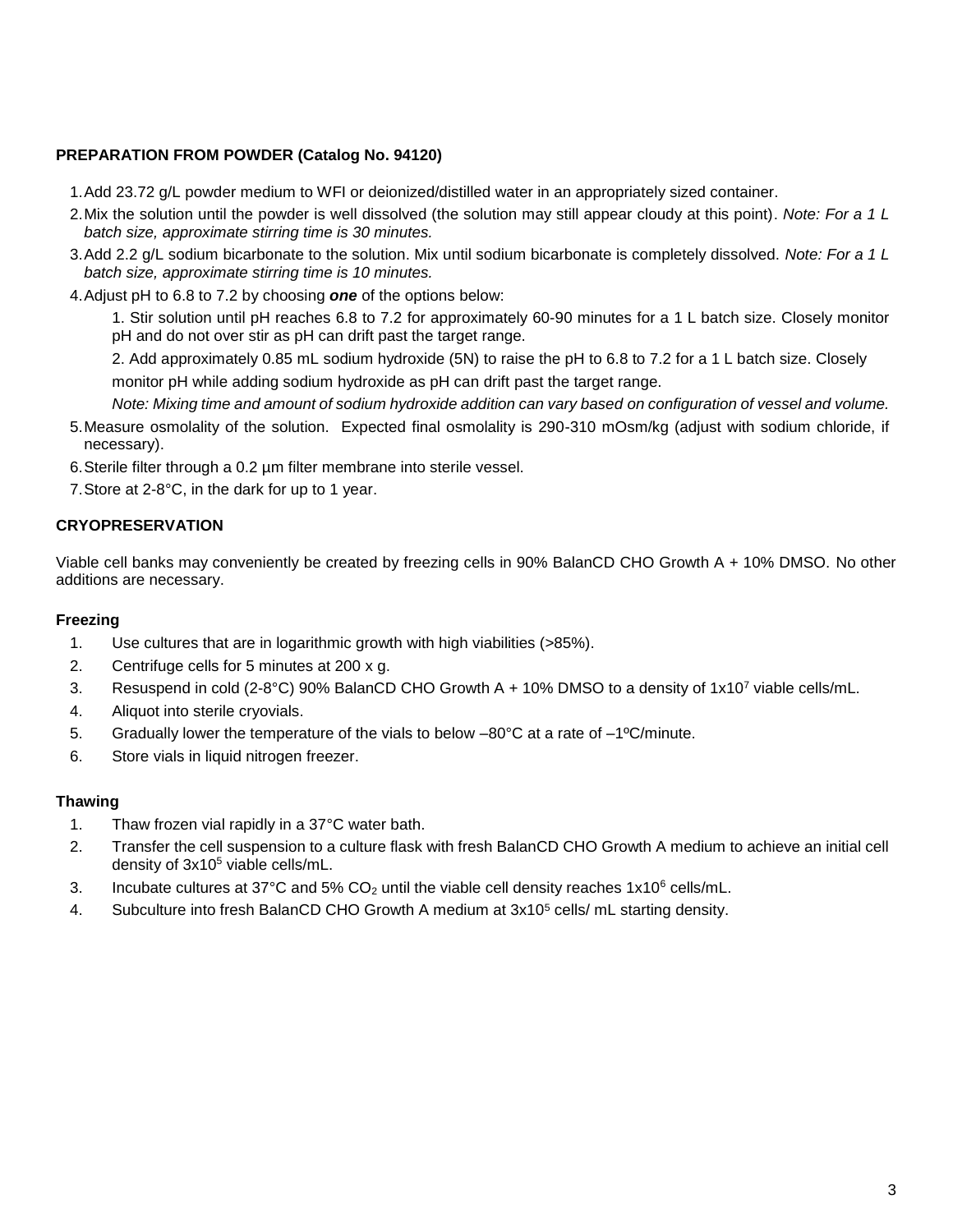**PREPARATION FROM POWDER (Catalog No. 94120)**

1. Add 23.72 g/L powder medium to WFI or deionized/distilled water in an appropriately sized container.
2. Mix the solution until the powder is well dissolved (the solution may still appear cloudy at this point). *Note: For a 1 L batch size, approximate stirring time is 30 minutes.*
3. Add 2.2 g/L sodium bicarbonate to the solution. Mix until sodium bicarbonate is completely dissolved. *Note: For a 1 L batch size, approximate stirring time is 10 minutes.*
4. Adjust pH to 6.8 to 7.2 by choosing ***one*** of the options below:

   1. Stir solution until pH reaches 6.8 to 7.2 for approximately 60-90 minutes for a 1 L batch size. Closely monitor pH and do not over stir as pH can drift past the target range.

   2. Add approximately 0.85 mL sodium hydroxide (5N) to raise the pH to 6.8 to 7.2 for a 1 L batch size. Closely monitor pH while adding sodium hydroxide as pH can drift past the target range.

   *Note: Mixing time and amount of sodium hydroxide addition can vary based on configuration of vessel and volume.*
5. Measure osmolality of the solution. Expected final osmolality is 290-310 mOsm/kg (adjust with sodium chloride, if necessary).
6. Sterile filter through a 0.2 µm filter membrane into sterile vessel.
7. Store at 2-8°C, in the dark for up to 1 year.

**CRYOPRESERVATION**

Viable cell banks may conveniently be created by freezing cells in 90% BalanCD CHO Growth A + 10% DMSO. No other additions are necessary.

**Freezing**

1. Use cultures that are in logarithmic growth with high viabilities (>85%).
2. Centrifuge cells for 5 minutes at 200 x g.
3. Resuspend in cold (2-8°C) 90% BalanCD CHO Growth A + 10% DMSO to a density of $1x10^7$ viable cells/mL.
4. Aliquot into sterile cryovials.
5. Gradually lower the temperature of the vials to below –80°C at a rate of –1ºC/minute.
6. Store vials in liquid nitrogen freezer.

**Thawing**

1. Thaw frozen vial rapidly in a 37°C water bath.
2. Transfer the cell suspension to a culture flask with fresh BalanCD CHO Growth A medium to achieve an initial cell density of $3x10^5$ viable cells/mL.
3. Incubate cultures at 37°C and 5% $CO_2$ until the viable cell density reaches $1x10^6$ cells/mL.
4. Subculture into fresh BalanCD CHO Growth A medium at $3x10^5$ cells/ mL starting density.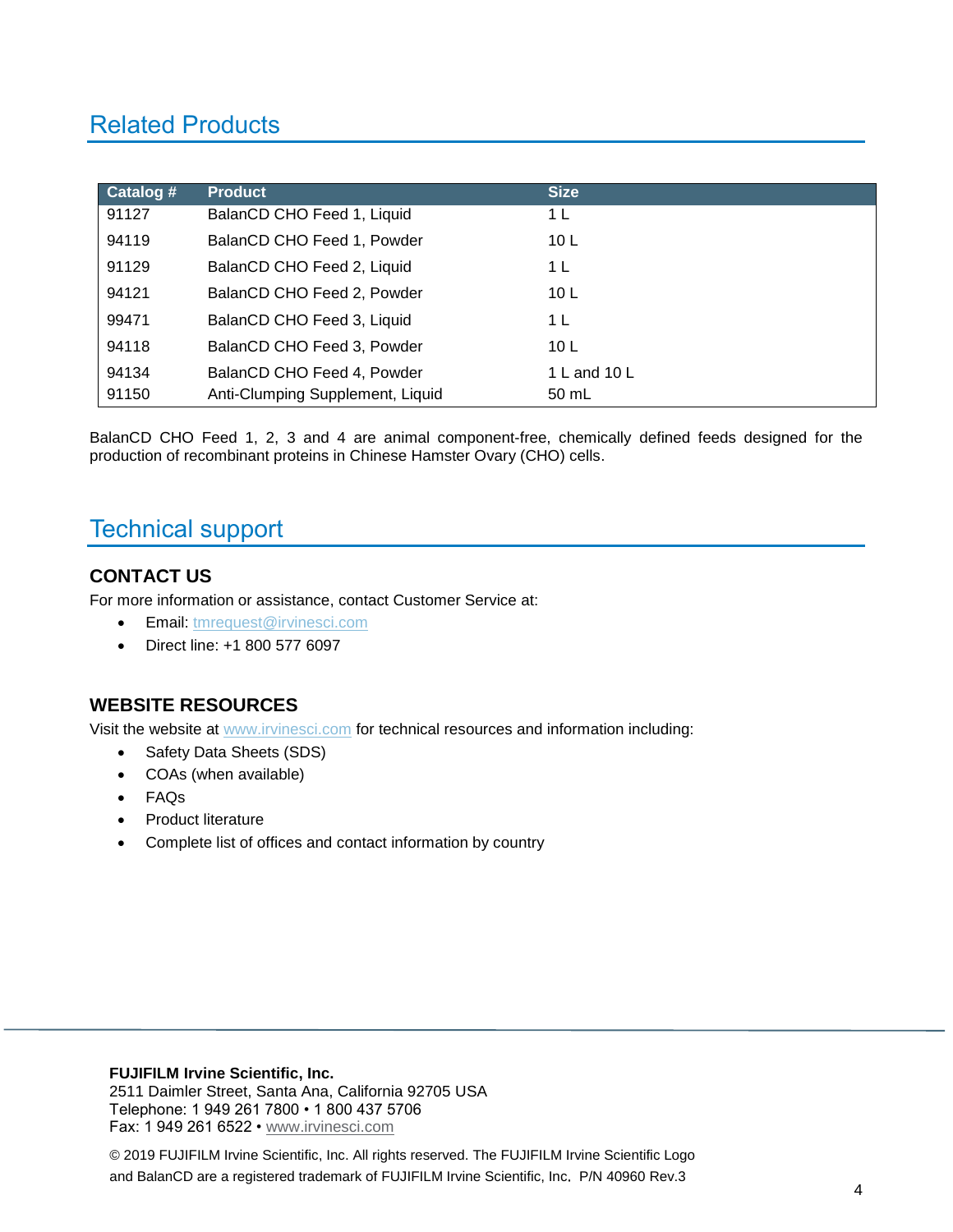## Related Products

| Catalog # | Product | Size |
|---|---|---|
| 91127 | BalanCD CHO Feed 1, Liquid | 1 L |
| 94119 | BalanCD CHO Feed 1, Powder | 10 L |
| 91129 | BalanCD CHO Feed 2, Liquid | 1 L |
| 94121 | BalanCD CHO Feed 2, Powder | 10 L |
| 99471 | BalanCD CHO Feed 3, Liquid | 1 L |
| 94118 | BalanCD CHO Feed 3, Powder | 10 L |
| 94134 | BalanCD CHO Feed 4, Powder | 1 L and 10 L |
| 91150 | Anti-Clumping Supplement, Liquid | 50 mL |

BalanCD CHO Feed 1, 2, 3 and 4 are animal component-free, chemically defined feeds designed for the production of recombinant proteins in Chinese Hamster Ovary (CHO) cells.

## Technical support

### CONTACT US

For more information or assistance, contact Customer Service at:

- Email: tmrequest@irvinesci.com
- Direct line: +1 800 577 6097

### WEBSITE RESOURCES

Visit the website at www.irvinesci.com for technical resources and information including:

- Safety Data Sheets (SDS)
- COAs (when available)
- FAQs
- Product literature
- Complete list of offices and contact information by country

**FUJIFILM Irvine Scientific, Inc.**
2511 Daimler Street, Santa Ana, California 92705 USA
Telephone: 1 949 261 7800 • 1 800 437 5706
Fax: 1 949 261 6522 • www.irvinesci.com

© 2019 FUJIFILM Irvine Scientific, Inc. All rights reserved. The FUJIFILM Irvine Scientific Logo and BalanCD are a registered trademark of FUJIFILM Irvine Scientific, Inc. P/N 40960 Rev.3